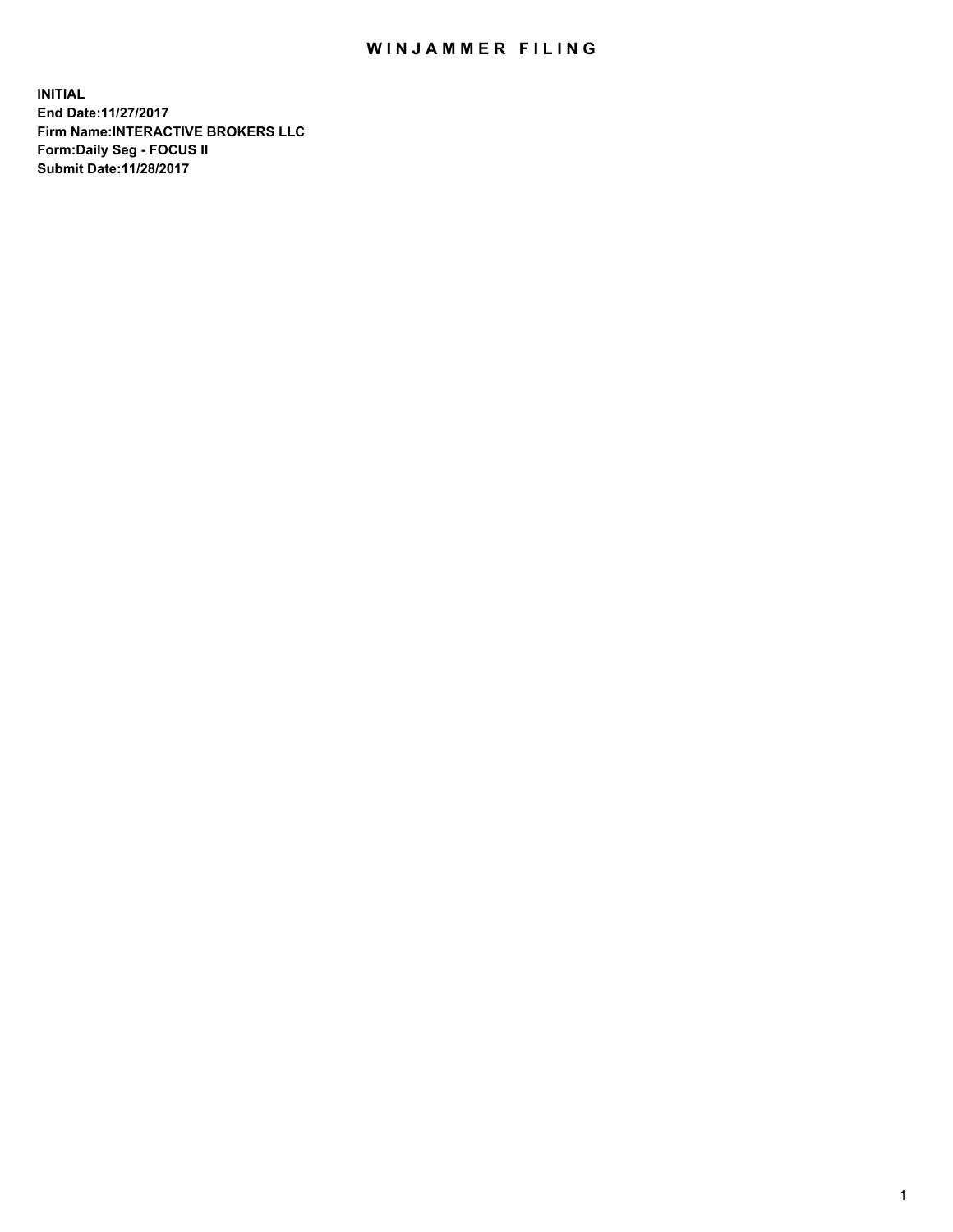# WINJAMMER FILING

**INITIAL**
**End Date:11/27/2017**
**Firm Name:INTERACTIVE BROKERS LLC**
**Form:Daily Seg - FOCUS II**
**Submit Date:11/28/2017**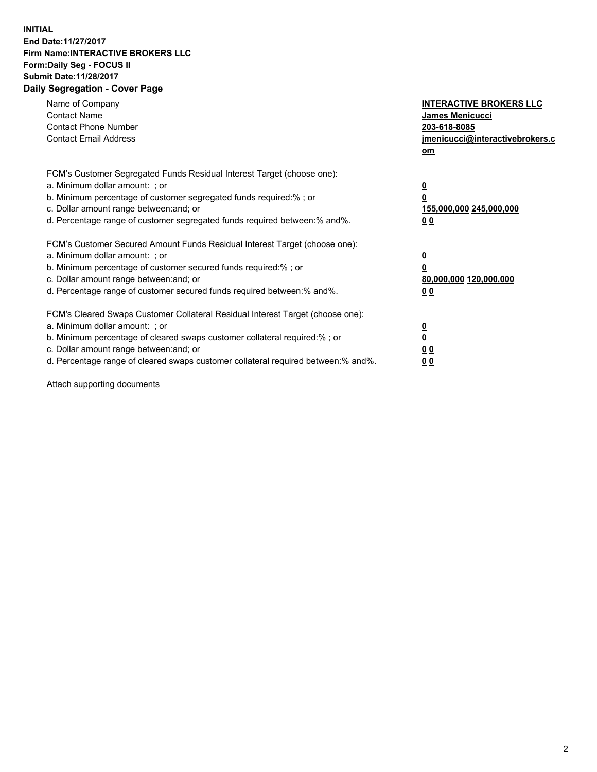**INITIAL**
**End Date:11/27/2017**
**Firm Name:INTERACTIVE BROKERS LLC**
**Form:Daily Seg - FOCUS II**
**Submit Date:11/28/2017**

## Daily Segregation - Cover Page

| | |
|---|---|
| Name of Company | **INTERACTIVE BROKERS LLC** |
| Contact Name | **James Menicucci** |
| Contact Phone Number | **203-618-8085** |
| Contact Email Address | **jmenicucci@interactivebrokers.com** |

FCM's Customer Segregated Funds Residual Interest Target (choose one):

| | |
|---|---|
| a. Minimum dollar amount: ; or | **0** |
| b. Minimum percentage of customer segregated funds required:% ; or | **0** |
| c. Dollar amount range between:and; or | **155,000,000 245,000,000** |
| d. Percentage range of customer segregated funds required between:% and%. | **0 0** |

FCM's Customer Secured Amount Funds Residual Interest Target (choose one):

| | |
|---|---|
| a. Minimum dollar amount: ; or | **0** |
| b. Minimum percentage of customer secured funds required:% ; or | **0** |
| c. Dollar amount range between:and; or | **80,000,000 120,000,000** |
| d. Percentage range of customer secured funds required between:% and%. | **0 0** |

FCM's Cleared Swaps Customer Collateral Residual Interest Target (choose one):

| | |
|---|---|
| a. Minimum dollar amount: ; or | **0** |
| b. Minimum percentage of cleared swaps customer collateral required:% ; or | **0** |
| c. Dollar amount range between:and; or | **0 0** |
| d. Percentage range of cleared swaps customer collateral required between:% and%. | **0 0** |

Attach supporting documents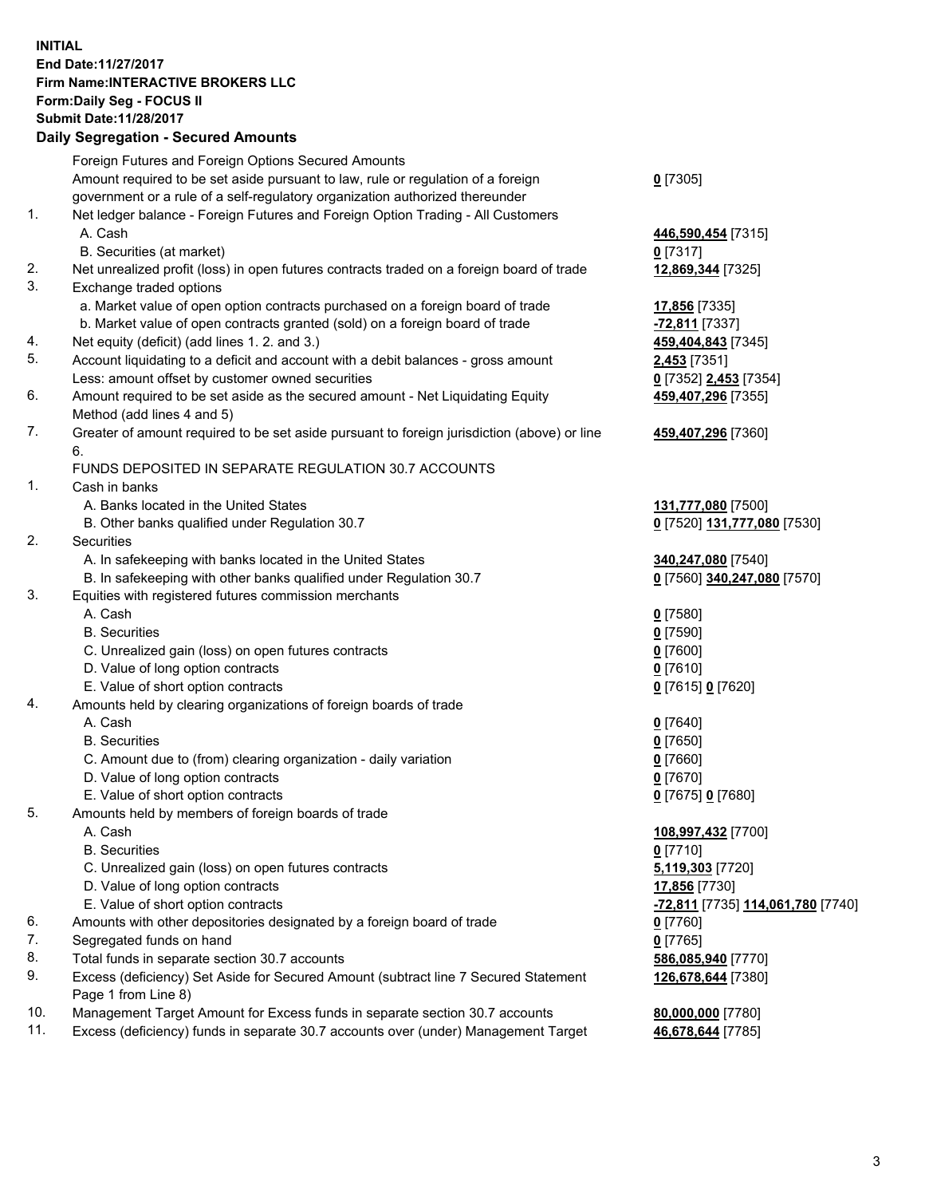**INITIAL**
**End Date:11/27/2017**
**Firm Name:INTERACTIVE BROKERS LLC**
**Form:Daily Seg - FOCUS II**
**Submit Date:11/28/2017**

## Daily Segregation - Secured Amounts

| | | |
|---|---|---|
| | Foreign Futures and Foreign Options Secured Amounts | |
| | Amount required to be set aside pursuant to law, rule or regulation of a foreign government or a rule of a self-regulatory organization authorized thereunder | **0** [7305] |
| 1. | Net ledger balance - Foreign Futures and Foreign Option Trading - All Customers | |
| | A. Cash | **446,590,454** [7315] |
| | B. Securities (at market) | **0** [7317] |
| 2. | Net unrealized profit (loss) in open futures contracts traded on a foreign board of trade | **12,869,344** [7325] |
| 3. | Exchange traded options | |
| | a. Market value of open option contracts purchased on a foreign board of trade | **17,856** [7335] |
| | b. Market value of open contracts granted (sold) on a foreign board of trade | **-72,811** [7337] |
| 4. | Net equity (deficit) (add lines 1. 2. and 3.) | **459,404,843** [7345] |
| 5. | Account liquidating to a deficit and account with a debit balances - gross amount | **2,453** [7351] |
| | Less: amount offset by customer owned securities | **0** [7352] **2,453** [7354] |
| 6. | Amount required to be set aside as the secured amount - Net Liquidating Equity Method (add lines 4 and 5) | **459,407,296** [7355] |
| 7. | Greater of amount required to be set aside pursuant to foreign jurisdiction (above) or line 6. | **459,407,296** [7360] |
| | FUNDS DEPOSITED IN SEPARATE REGULATION 30.7 ACCOUNTS | |
| 1. | Cash in banks | |
| | A. Banks located in the United States | **131,777,080** [7500] |
| | B. Other banks qualified under Regulation 30.7 | **0** [7520] **131,777,080** [7530] |
| 2. | Securities | |
| | A. In safekeeping with banks located in the United States | **340,247,080** [7540] |
| | B. In safekeeping with other banks qualified under Regulation 30.7 | **0** [7560] **340,247,080** [7570] |
| 3. | Equities with registered futures commission merchants | |
| | A. Cash | **0** [7580] |
| | B. Securities | **0** [7590] |
| | C. Unrealized gain (loss) on open futures contracts | **0** [7600] |
| | D. Value of long option contracts | **0** [7610] |
| | E. Value of short option contracts | **0** [7615] **0** [7620] |
| 4. | Amounts held by clearing organizations of foreign boards of trade | |
| | A. Cash | **0** [7640] |
| | B. Securities | **0** [7650] |
| | C. Amount due to (from) clearing organization - daily variation | **0** [7660] |
| | D. Value of long option contracts | **0** [7670] |
| | E. Value of short option contracts | **0** [7675] **0** [7680] |
| 5. | Amounts held by members of foreign boards of trade | |
| | A. Cash | **108,997,432** [7700] |
| | B. Securities | **0** [7710] |
| | C. Unrealized gain (loss) on open futures contracts | **5,119,303** [7720] |
| | D. Value of long option contracts | **17,856** [7730] |
| | E. Value of short option contracts | **-72,811** [7735] **114,061,780** [7740] |
| 6. | Amounts with other depositories designated by a foreign board of trade | **0** [7760] |
| 7. | Segregated funds on hand | **0** [7765] |
| 8. | Total funds in separate section 30.7 accounts | **586,085,940** [7770] |
| 9. | Excess (deficiency) Set Aside for Secured Amount (subtract line 7 Secured Statement Page 1 from Line 8) | **126,678,644** [7380] |
| 10. | Management Target Amount for Excess funds in separate section 30.7 accounts | **80,000,000** [7780] |
| 11. | Excess (deficiency) funds in separate 30.7 accounts over (under) Management Target | **46,678,644** [7785] |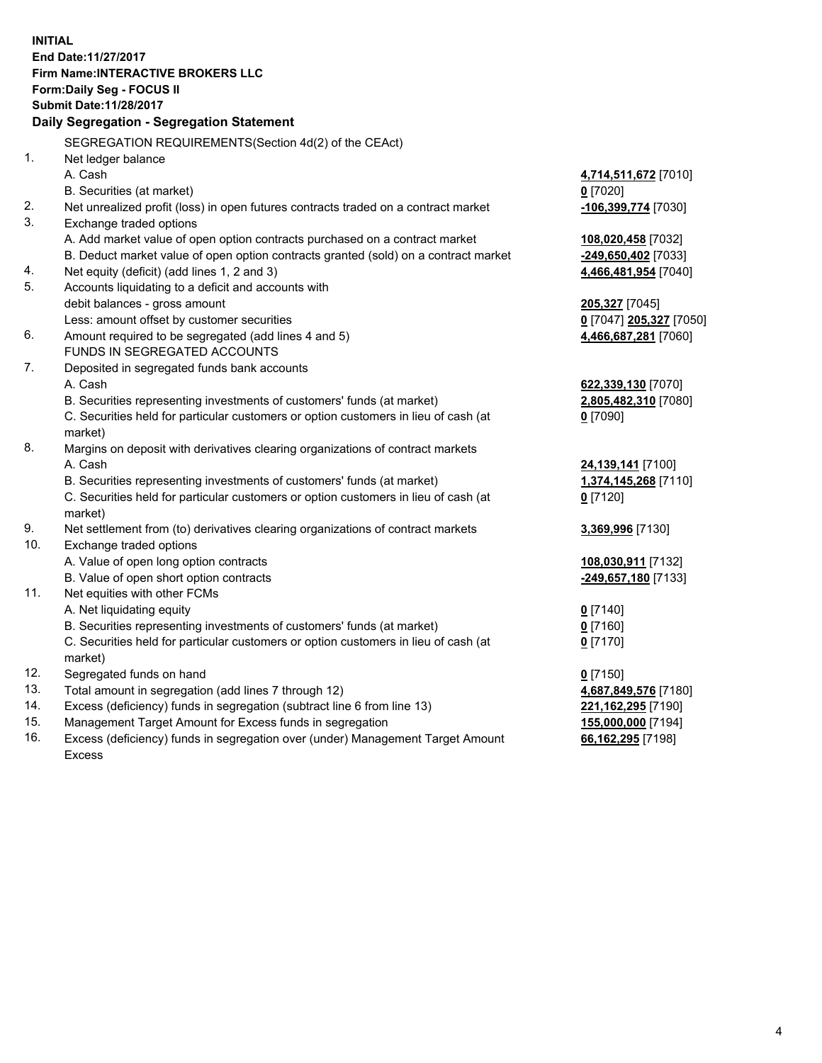**INITIAL**
**End Date:11/27/2017**
**Firm Name:INTERACTIVE BROKERS LLC**
**Form:Daily Seg - FOCUS II**
**Submit Date:11/28/2017**

## Daily Segregation - Segregation Statement

| | | |
|---|---|---|
| | SEGREGATION REQUIREMENTS(Section 4d(2) of the CEAct) | |
| 1. | Net ledger balance | |
| | A. Cash | **4,714,511,672** [7010] |
| | B. Securities (at market) | **0** [7020] |
| 2. | Net unrealized profit (loss) in open futures contracts traded on a contract market | **-106,399,774** [7030] |
| 3. | Exchange traded options | |
| | A. Add market value of open option contracts purchased on a contract market | **108,020,458** [7032] |
| | B. Deduct market value of open option contracts granted (sold) on a contract market | **-249,650,402** [7033] |
| 4. | Net equity (deficit) (add lines 1, 2 and 3) | **4,466,481,954** [7040] |
| 5. | Accounts liquidating to a deficit and accounts with debit balances - gross amount | **205,327** [7045] |
| | Less: amount offset by customer securities | **0** [7047] **205,327** [7050] |
| 6. | Amount required to be segregated (add lines 4 and 5) | **4,466,687,281** [7060] |
| | FUNDS IN SEGREGATED ACCOUNTS | |
| 7. | Deposited in segregated funds bank accounts | |
| | A. Cash | **622,339,130** [7070] |
| | B. Securities representing investments of customers' funds (at market) | **2,805,482,310** [7080] |
| | C. Securities held for particular customers or option customers in lieu of cash (at market) | **0** [7090] |
| 8. | Margins on deposit with derivatives clearing organizations of contract markets | |
| | A. Cash | **24,139,141** [7100] |
| | B. Securities representing investments of customers' funds (at market) | **1,374,145,268** [7110] |
| | C. Securities held for particular customers or option customers in lieu of cash (at market) | **0** [7120] |
| 9. | Net settlement from (to) derivatives clearing organizations of contract markets | **3,369,996** [7130] |
| 10. | Exchange traded options | |
| | A. Value of open long option contracts | **108,030,911** [7132] |
| | B. Value of open short option contracts | **-249,657,180** [7133] |
| 11. | Net equities with other FCMs | |
| | A. Net liquidating equity | **0** [7140] |
| | B. Securities representing investments of customers' funds (at market) | **0** [7160] |
| | C. Securities held for particular customers or option customers in lieu of cash (at market) | **0** [7170] |
| 12. | Segregated funds on hand | **0** [7150] |
| 13. | Total amount in segregation (add lines 7 through 12) | **4,687,849,576** [7180] |
| 14. | Excess (deficiency) funds in segregation (subtract line 6 from line 13) | **221,162,295** [7190] |
| 15. | Management Target Amount for Excess funds in segregation | **155,000,000** [7194] |
| 16. | Excess (deficiency) funds in segregation over (under) Management Target Amount Excess | **66,162,295** [7198] |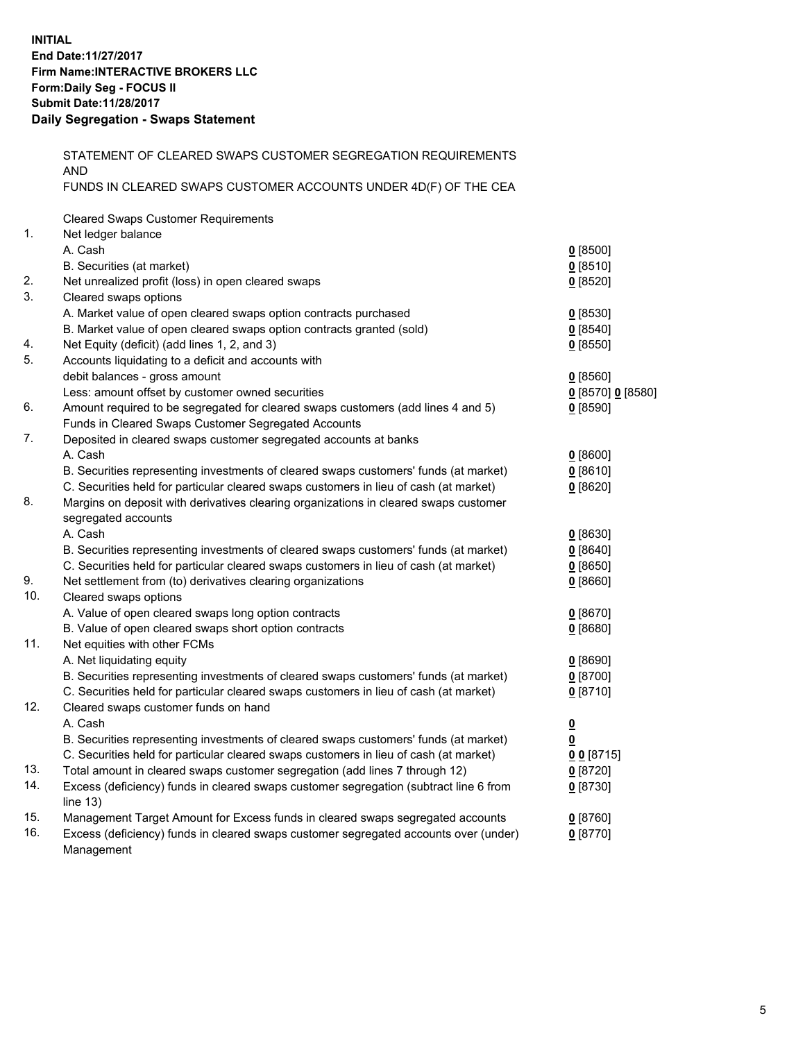**INITIAL**
**End Date:11/27/2017**
**Firm Name:INTERACTIVE BROKERS LLC**
**Form:Daily Seg - FOCUS II**
**Submit Date:11/28/2017**
**Daily Segregation - Swaps Statement**

STATEMENT OF CLEARED SWAPS CUSTOMER SEGREGATION REQUIREMENTS AND FUNDS IN CLEARED SWAPS CUSTOMER ACCOUNTS UNDER 4D(F) OF THE CEA

| | | |
|---|---|---|
| | Cleared Swaps Customer Requirements | |
| 1. | Net ledger balance | |
| | A. Cash | 0 [8500] |
| | B. Securities (at market) | 0 [8510] |
| 2. | Net unrealized profit (loss) in open cleared swaps | 0 [8520] |
| 3. | Cleared swaps options | |
| | A. Market value of open cleared swaps option contracts purchased | 0 [8530] |
| | B. Market value of open cleared swaps option contracts granted (sold) | 0 [8540] |
| 4. | Net Equity (deficit) (add lines 1, 2, and 3) | 0 [8550] |
| 5. | Accounts liquidating to a deficit and accounts with debit balances - gross amount | 0 [8560] |
| | Less: amount offset by customer owned securities | 0 [8570] 0 [8580] |
| 6. | Amount required to be segregated for cleared swaps customers (add lines 4 and 5) | 0 [8590] |
| | Funds in Cleared Swaps Customer Segregated Accounts | |
| 7. | Deposited in cleared swaps customer segregated accounts at banks | |
| | A. Cash | 0 [8600] |
| | B. Securities representing investments of cleared swaps customers' funds (at market) | 0 [8610] |
| | C. Securities held for particular cleared swaps customers in lieu of cash (at market) | 0 [8620] |
| 8. | Margins on deposit with derivatives clearing organizations in cleared swaps customer segregated accounts | |
| | A. Cash | 0 [8630] |
| | B. Securities representing investments of cleared swaps customers' funds (at market) | 0 [8640] |
| | C. Securities held for particular cleared swaps customers in lieu of cash (at market) | 0 [8650] |
| 9. | Net settlement from (to) derivatives clearing organizations | 0 [8660] |
| 10. | Cleared swaps options | |
| | A. Value of open cleared swaps long option contracts | 0 [8670] |
| | B. Value of open cleared swaps short option contracts | 0 [8680] |
| 11. | Net equities with other FCMs | |
| | A. Net liquidating equity | 0 [8690] |
| | B. Securities representing investments of cleared swaps customers' funds (at market) | 0 [8700] |
| | C. Securities held for particular cleared swaps customers in lieu of cash (at market) | 0 [8710] |
| 12. | Cleared swaps customer funds on hand | |
| | A. Cash | 0 |
| | B. Securities representing investments of cleared swaps customers' funds (at market) | 0 |
| | C. Securities held for particular cleared swaps customers in lieu of cash (at market) | 0 0 [8715] |
| 13. | Total amount in cleared swaps customer segregation (add lines 7 through 12) | 0 [8720] |
| 14. | Excess (deficiency) funds in cleared swaps customer segregation (subtract line 6 from line 13) | 0 [8730] |
| 15. | Management Target Amount for Excess funds in cleared swaps segregated accounts | 0 [8760] |
| 16. | Excess (deficiency) funds in cleared swaps customer segregated accounts over (under) Management | 0 [8770] |